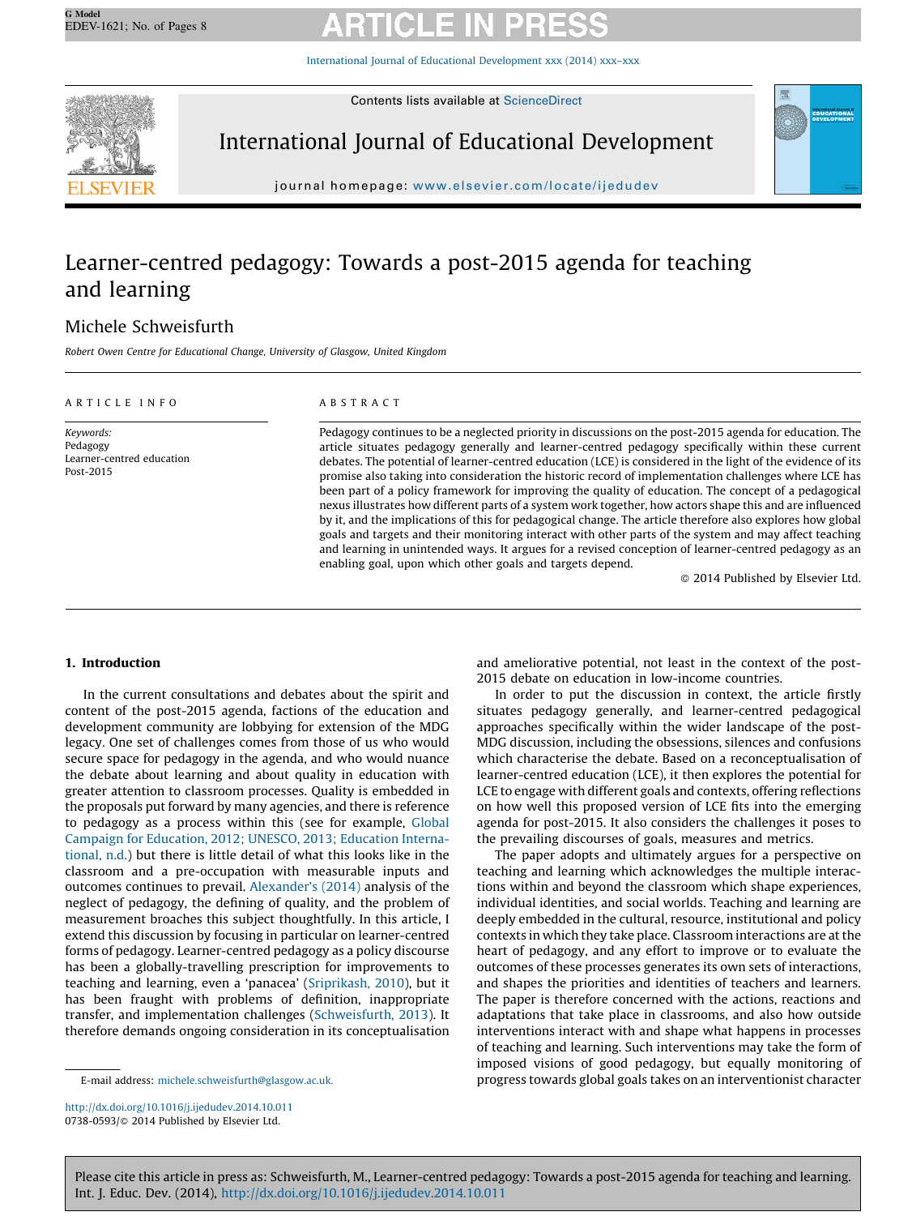# Learner-centred pedagogy: Towards a post-2015 agenda for teaching and learning

Michele Schweisfurth

*Robert Owen Centre for Educational Change, University of Glasgow, United Kingdom*

## ARTICLE INFO

*Keywords:*
Pedagogy
Learner-centred education
Post-2015

## ABSTRACT

Pedagogy continues to be a neglected priority in discussions on the post-2015 agenda for education. The article situates pedagogy generally and learner-centred pedagogy specifically within these current debates. The potential of learner-centred education (LCE) is considered in the light of the evidence of its promise also taking into consideration the historic record of implementation challenges where LCE has been part of a policy framework for improving the quality of education. The concept of a pedagogical nexus illustrates how different parts of a system work together, how actors shape this and are influenced by it, and the implications of this for pedagogical change. The article therefore also explores how global goals and targets and their monitoring interact with other parts of the system and may affect teaching and learning in unintended ways. It argues for a revised conception of learner-centred pedagogy as an enabling goal, upon which other goals and targets depend.

© 2014 Published by Elsevier Ltd.

## 1. Introduction

In the current consultations and debates about the spirit and content of the post-2015 agenda, factions of the education and development community are lobbying for extension of the MDG legacy. One set of challenges comes from those of us who would secure space for pedagogy in the agenda, and who would nuance the debate about learning and about quality in education with greater attention to classroom processes. Quality is embedded in the proposals put forward by many agencies, and there is reference to pedagogy as a process within this (see for example, Global Campaign for Education, 2012; UNESCO, 2013; Education International, n.d.) but there is little detail of what this looks like in the classroom and a pre-occupation with measurable inputs and outcomes continues to prevail. Alexander's (2014) analysis of the neglect of pedagogy, the defining of quality, and the problem of measurement broaches this subject thoughtfully. In this article, I extend this discussion by focusing in particular on learner-centred forms of pedagogy. Learner-centred pedagogy as a policy discourse has been a globally-travelling prescription for improvements to teaching and learning, even a 'panacea' (Sriprikash, 2010), but it has been fraught with problems of definition, inappropriate transfer, and implementation challenges (Schweisfurth, 2013). It therefore demands ongoing consideration in its conceptualisation and ameliorative potential, not least in the context of the post-2015 debate on education in low-income countries.

In order to put the discussion in context, the article firstly situates pedagogy generally, and learner-centred pedagogical approaches specifically within the wider landscape of the post-MDG discussion, including the obsessions, silences and confusions which characterise the debate. Based on a reconceptualisation of learner-centred education (LCE), it then explores the potential for LCE to engage with different goals and contexts, offering reflections on how well this proposed version of LCE fits into the emerging agenda for post-2015. It also considers the challenges it poses to the prevailing discourses of goals, measures and metrics.

The paper adopts and ultimately argues for a perspective on teaching and learning which acknowledges the multiple interactions within and beyond the classroom which shape experiences, individual identities, and social worlds. Teaching and learning are deeply embedded in the cultural, resource, institutional and policy contexts in which they take place. Classroom interactions are at the heart of pedagogy, and any effort to improve or to evaluate the outcomes of these processes generates its own sets of interactions, and shapes the priorities and identities of teachers and learners. The paper is therefore concerned with the actions, reactions and adaptations that take place in classrooms, and also how outside interventions interact with and shape what happens in processes of teaching and learning. Such interventions may take the form of imposed visions of good pedagogy, but equally monitoring of progress towards global goals takes on an interventionist character

E-mail address: michele.schweisfurth@glasgow.ac.uk.

http://dx.doi.org/10.1016/j.ijedudev.2014.10.011
0738-0593/© 2014 Published by Elsevier Ltd.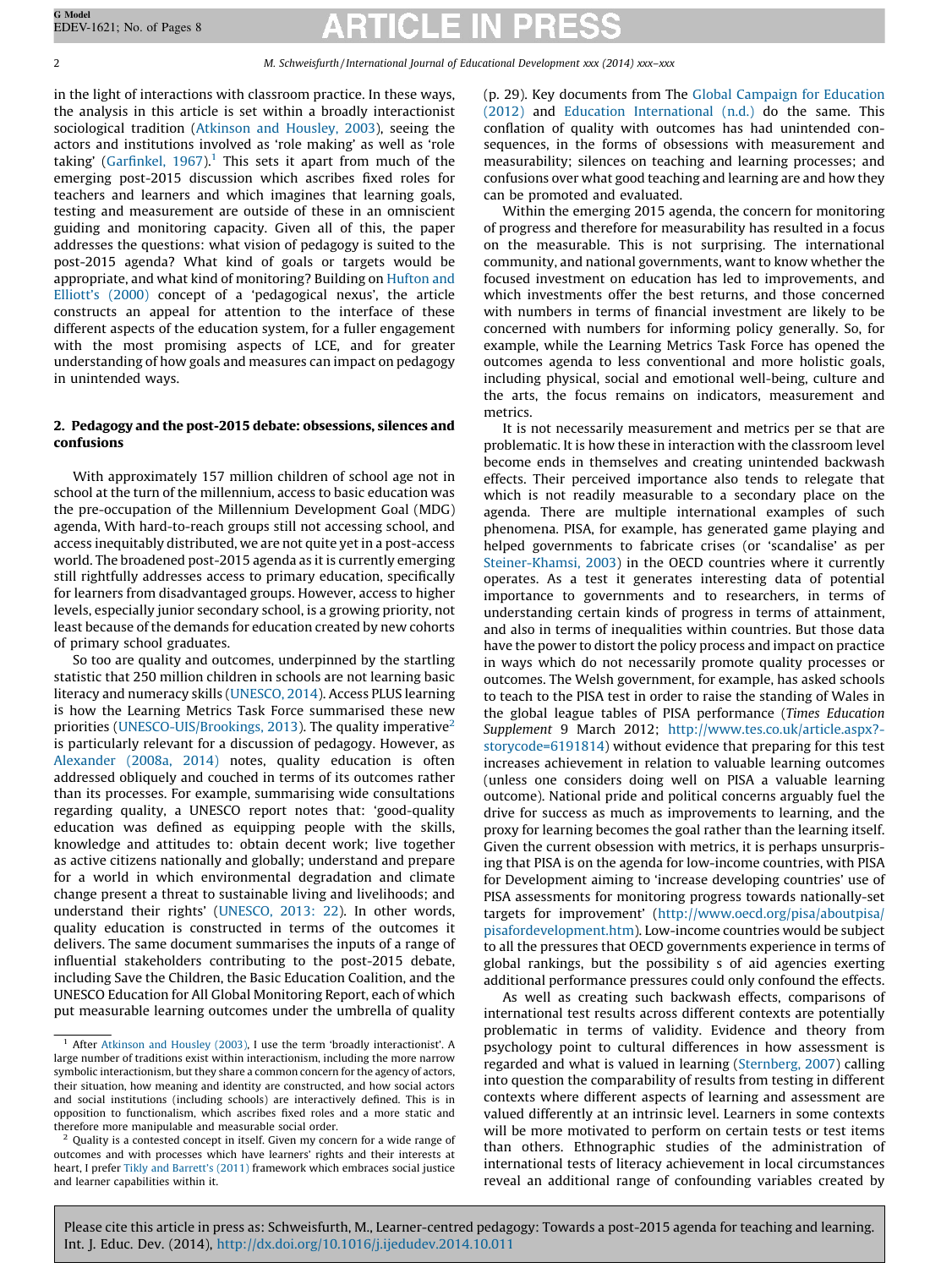in the light of interactions with classroom practice. In these ways, the analysis in this article is set within a broadly interactionist sociological tradition (Atkinson and Housley, 2003), seeing the actors and institutions involved as 'role making' as well as 'role taking' (Garfinkel, 1967).[1] This sets it apart from much of the emerging post-2015 discussion which ascribes fixed roles for teachers and learners and which imagines that learning goals, testing and measurement are outside of these in an omniscient guiding and monitoring capacity. Given all of this, the paper addresses the questions: what vision of pedagogy is suited to the post-2015 agenda? What kind of goals or targets would be appropriate, and what kind of monitoring? Building on Hufton and Elliott's (2000) concept of a 'pedagogical nexus', the article constructs an appeal for attention to the interface of these different aspects of the education system, for a fuller engagement with the most promising aspects of LCE, and for greater understanding of how goals and measures can impact on pedagogy in unintended ways.

## 2. Pedagogy and the post-2015 debate: obsessions, silences and confusions

With approximately 157 million children of school age not in school at the turn of the millennium, access to basic education was the pre-occupation of the Millennium Development Goal (MDG) agenda, With hard-to-reach groups still not accessing school, and access inequitably distributed, we are not quite yet in a post-access world. The broadened post-2015 agenda as it is currently emerging still rightfully addresses access to primary education, specifically for learners from disadvantaged groups. However, access to higher levels, especially junior secondary school, is a growing priority, not least because of the demands for education created by new cohorts of primary school graduates.

So too are quality and outcomes, underpinned by the startling statistic that 250 million children in schools are not learning basic literacy and numeracy skills (UNESCO, 2014). Access PLUS learning is how the Learning Metrics Task Force summarised these new priorities (UNESCO-UIS/Brookings, 2013). The quality imperative[2] is particularly relevant for a discussion of pedagogy. However, as Alexander (2008a, 2014) notes, quality education is often addressed obliquely and couched in terms of its outcomes rather than its processes. For example, summarising wide consultations regarding quality, a UNESCO report notes that: 'good-quality education was defined as equipping people with the skills, knowledge and attitudes to: obtain decent work; live together as active citizens nationally and globally; understand and prepare for a world in which environmental degradation and climate change present a threat to sustainable living and livelihoods; and understand their rights' (UNESCO, 2013: 22). In other words, quality education is constructed in terms of the outcomes it delivers. The same document summarises the inputs of a range of influential stakeholders contributing to the post-2015 debate, including Save the Children, the Basic Education Coalition, and the UNESCO Education for All Global Monitoring Report, each of which put measurable learning outcomes under the umbrella of quality (p. 29). Key documents from The Global Campaign for Education (2012) and Education International (n.d.) do the same. This conflation of quality with outcomes has had unintended consequences, in the forms of obsessions with measurement and measurability; silences on teaching and learning processes; and confusions over what good teaching and learning are and how they can be promoted and evaluated.

Within the emerging 2015 agenda, the concern for monitoring of progress and therefore for measurability has resulted in a focus on the measurable. This is not surprising. The international community, and national governments, want to know whether the focused investment on education has led to improvements, and which investments offer the best returns, and those concerned with numbers in terms of financial investment are likely to be concerned with numbers for informing policy generally. So, for example, while the Learning Metrics Task Force has opened the outcomes agenda to less conventional and more holistic goals, including physical, social and emotional well-being, culture and the arts, the focus remains on indicators, measurement and metrics.

It is not necessarily measurement and metrics per se that are problematic. It is how these in interaction with the classroom level become ends in themselves and creating unintended backwash effects. Their perceived importance also tends to relegate that which is not readily measurable to a secondary place on the agenda. There are multiple international examples of such phenomena. PISA, for example, has generated game playing and helped governments to fabricate crises (or 'scandalise' as per Steiner-Khamsi, 2003) in the OECD countries where it currently operates. As a test it generates interesting data of potential importance to governments and to researchers, in terms of understanding certain kinds of progress in terms of attainment, and also in terms of inequalities within countries. But those data have the power to distort the policy process and impact on practice in ways which do not necessarily promote quality processes or outcomes. The Welsh government, for example, has asked schools to teach to the PISA test in order to raise the standing of Wales in the global league tables of PISA performance (*Times Education Supplement* 9 March 2012; http://www.tes.co.uk/article.aspx?storycode=6191814) without evidence that preparing for this test increases achievement in relation to valuable learning outcomes (unless one considers doing well on PISA a valuable learning outcome). National pride and political concerns arguably fuel the drive for success as much as improvements to learning, and the proxy for learning becomes the goal rather than the learning itself. Given the current obsession with metrics, it is perhaps unsurprising that PISA is on the agenda for low-income countries, with PISA for Development aiming to 'increase developing countries' use of PISA assessments for monitoring progress towards nationally-set targets for improvement' (http://www.oecd.org/pisa/aboutpisa/pisafordevelopment.htm). Low-income countries would be subject to all the pressures that OECD governments experience in terms of global rankings, but the possibility s of aid agencies exerting additional performance pressures could only confound the effects.

As well as creating such backwash effects, comparisons of international test results across different contexts are potentially problematic in terms of validity. Evidence and theory from psychology point to cultural differences in how assessment is regarded and what is valued in learning (Sternberg, 2007) calling into question the comparability of results from testing in different contexts where different aspects of learning and assessment are valued differently at an intrinsic level. Learners in some contexts will be more motivated to perform on certain tests or test items than others. Ethnographic studies of the administration of international tests of literacy achievement in local circumstances reveal an additional range of confounding variables created by

[1] After Atkinson and Housley (2003), I use the term 'broadly interactionist'. A large number of traditions exist within interactionism, including the more narrow symbolic interactionism, but they share a common concern for the agency of actors, their situation, how meaning and identity are constructed, and how social actors and social institutions (including schools) are interactively defined. This is in opposition to functionalism, which ascribes fixed roles and a more static and therefore more manipulable and measurable social order.

[2] Quality is a contested concept in itself. Given my concern for a wide range of outcomes and with processes which have learners' rights and their interests at heart, I prefer Tikly and Barrett's (2011) framework which embraces social justice and learner capabilities within it.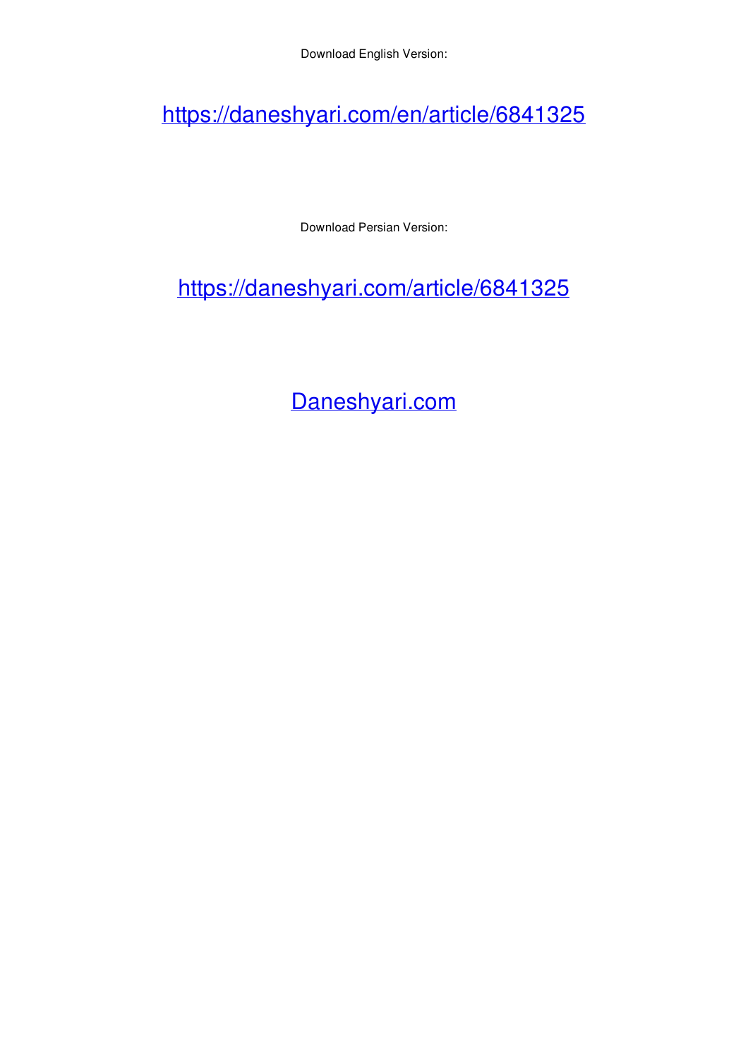Download English Version:

https://daneshyari.com/en/article/6841325

Download Persian Version:

https://daneshyari.com/article/6841325

Daneshyari.com